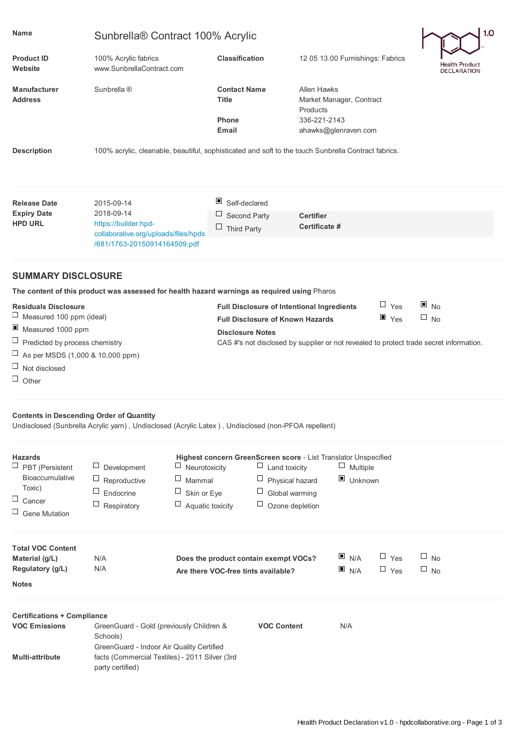| | | | |
|---|---|---|---|
| **Name** | Sunbrella® Contract 100% Acrylic | | |
| **Product ID** | 100% Acrylic fabrics | **Classification** | 12 05 13.00 Furnishings: Fabrics |
| **Website** | www.SunbrellaContract.com | | |
| **Manufacturer** | Sunbrella ® | **Contact Name** | Allen Hawks |
| **Address** | | **Title** | Market Manager, Contract Products |
| | | **Phone** | 336-221-2143 |
| | | **Email** | ahawks@glenraven.com |

Health Product DECLARATION 1.0

**Description** 100% acrylic, cleanable, beautiful, sophisticated and soft to the touch Sunbrella Contract fabrics.

| | | | | |
|---|---|---|---|---|
| **Release Date** | 2015-09-14 | ☒ Self-declared | | |
| **Expiry Date** | 2018-09-14 | ☐ Second Party | **Certifier** | |
| **HPD URL** | https://builder.hpd-collaborative.org/uploads/files/hpds/681/1763-20150914164509.pdf | ☐ Third Party | **Certificate #** | |

## SUMMARY DISCLOSURE

**The content of this product was assessed for health hazard warnings as required using** Pharos

**Residuals Disclosure**

- ☐ Measured 100 ppm (ideal)
- ☒ Measured 1000 ppm
- ☐ Predicted by process chemistry
- ☐ As per MSDS (1,000 & 10,000 ppm)
- ☐ Not disclosed
- ☐ Other

| | | |
|---|---|---|
| **Full Disclosure of Intentional Ingredients** | ☐ Yes | ☒ No |
| **Full Disclosure of Known Hazards** | ☒ Yes | ☐ No |

**Disclosure Notes**

CAS #'s not disclosed by supplier or not revealed to protect trade secret information.

**Contents in Descending Order of Quantity**

Undisclosed (Sunbrella Acrylic yarn) , Undisclosed (Acrylic Latex ) , Undisclosed (non-PFOA repellent)

**Hazards**

- ☐ PBT (Persistent Bioaccumulative Toxic)
- ☐ Cancer
- ☐ Gene Mutation
- ☐ Development
- ☐ Reproductive
- ☐ Endocrine
- ☐ Respiratory

**Highest concern GreenScreen score** - List Translator Unspecified

- ☐ Neurotoxicity
- ☐ Mammal
- ☐ Skin or Eye
- ☐ Aquatic toxicity
- ☐ Land toxicity
- ☐ Physical hazard
- ☐ Global warming
- ☐ Ozone depletion
- ☐ Multiple
- ☒ Unknown

**Total VOC Content**

| | |
|---|---|
| **Material (g/L)** | N/A |
| **Regulatory (g/L)** | N/A |

| | | | |
|---|---|---|---|
| **Does the product contain exempt VOCs?** | ☒ N/A | ☐ Yes | ☐ No |
| **Are there VOC-free tints available?** | ☒ N/A | ☐ Yes | ☐ No |

**Notes**

**Certifications + Compliance**

| | | | |
|---|---|---|---|
| **VOC Emissions** | GreenGuard - Gold (previously Children & Schools)<br>GreenGuard - Indoor Air Quality Certified | **VOC Content** | N/A |
| **Multi-attribute** | facts (Commercial Textiles) - 2011 Silver (3rd party certified) | | |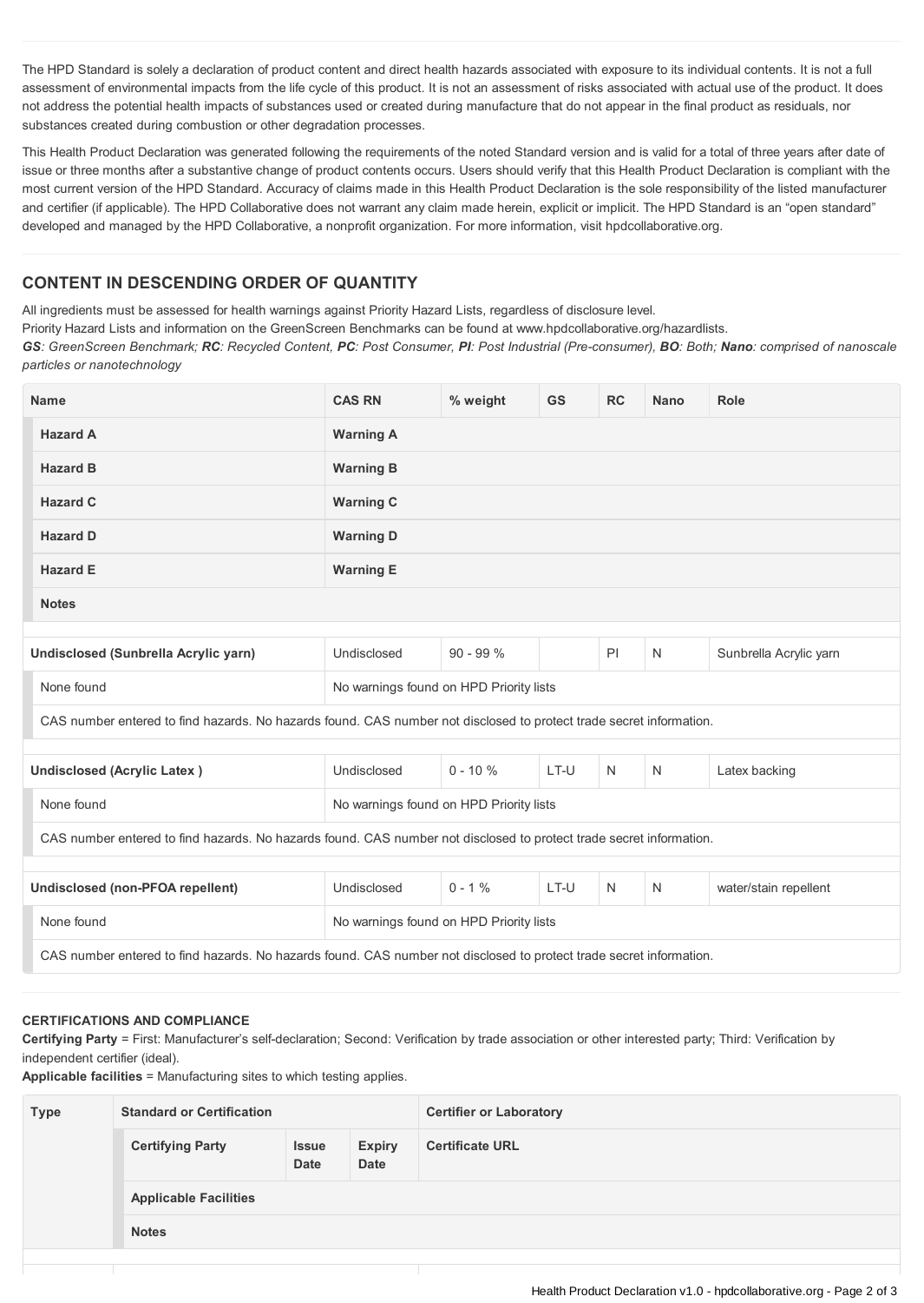The HPD Standard is solely a declaration of product content and direct health hazards associated with exposure to its individual contents. It is not a full assessment of environmental impacts from the life cycle of this product. It is not an assessment of risks associated with actual use of the product. It does not address the potential health impacts of substances used or created during manufacture that do not appear in the final product as residuals, nor substances created during combustion or other degradation processes.

This Health Product Declaration was generated following the requirements of the noted Standard version and is valid for a total of three years after date of issue or three months after a substantive change of product contents occurs. Users should verify that this Health Product Declaration is compliant with the most current version of the HPD Standard. Accuracy of claims made in this Health Product Declaration is the sole responsibility of the listed manufacturer and certifier (if applicable). The HPD Collaborative does not warrant any claim made herein, explicit or implicit. The HPD Standard is an "open standard" developed and managed by the HPD Collaborative, a nonprofit organization. For more information, visit hpdcollaborative.org.

## CONTENT IN DESCENDING ORDER OF QUANTITY

All ingredients must be assessed for health warnings against Priority Hazard Lists, regardless of disclosure level.
Priority Hazard Lists and information on the GreenScreen Benchmarks can be found at www.hpdcollaborative.org/hazardlists.
***GS**: GreenScreen Benchmark; **RC**: Recycled Content, **PC**: Post Consumer, **PI**: Post Industrial (Pre-consumer), **BO**: Both; **Nano**: comprised of nanoscale particles or nanotechnology*

| Name | CAS RN | % weight | GS | RC | Nano | Role |
|---|---|---|---|---|---|---|
| **Hazard A** | **Warning A** | | | | | |
| **Hazard B** | **Warning B** | | | | | |
| **Hazard C** | **Warning C** | | | | | |
| **Hazard D** | **Warning D** | | | | | |
| **Hazard E** | **Warning E** | | | | | |
| **Notes** | | | | | | |
| **Undisclosed (Sunbrella Acrylic yarn)** | Undisclosed | 90 - 99 % | | PI | N | Sunbrella Acrylic yarn |
| None found | No warnings found on HPD Priority lists | | | | | |
| CAS number entered to find hazards. No hazards found. CAS number not disclosed to protect trade secret information. | | | | | | |
| **Undisclosed (Acrylic Latex )** | Undisclosed | 0 - 10 % | LT-U | N | N | Latex backing |
| None found | No warnings found on HPD Priority lists | | | | | |
| CAS number entered to find hazards. No hazards found. CAS number not disclosed to protect trade secret information. | | | | | | |
| **Undisclosed (non-PFOA repellent)** | Undisclosed | 0 - 1 % | LT-U | N | N | water/stain repellent |
| None found | No warnings found on HPD Priority lists | | | | | |
| CAS number entered to find hazards. No hazards found. CAS number not disclosed to protect trade secret information. | | | | | | |

### CERTIFICATIONS AND COMPLIANCE

**Certifying Party** = First: Manufacturer's self-declaration; Second: Verification by trade association or other interested party; Third: Verification by independent certifier (ideal).
**Applicable facilities** = Manufacturing sites to which testing applies.

| Type | Standard or Certification | | | Certifier or Laboratory |
|---|---|---|---|---|
| | **Certifying Party** | **Issue Date** | **Expiry Date** | **Certificate URL** |
| | **Applicable Facilities** | | | |
| | **Notes** | | | |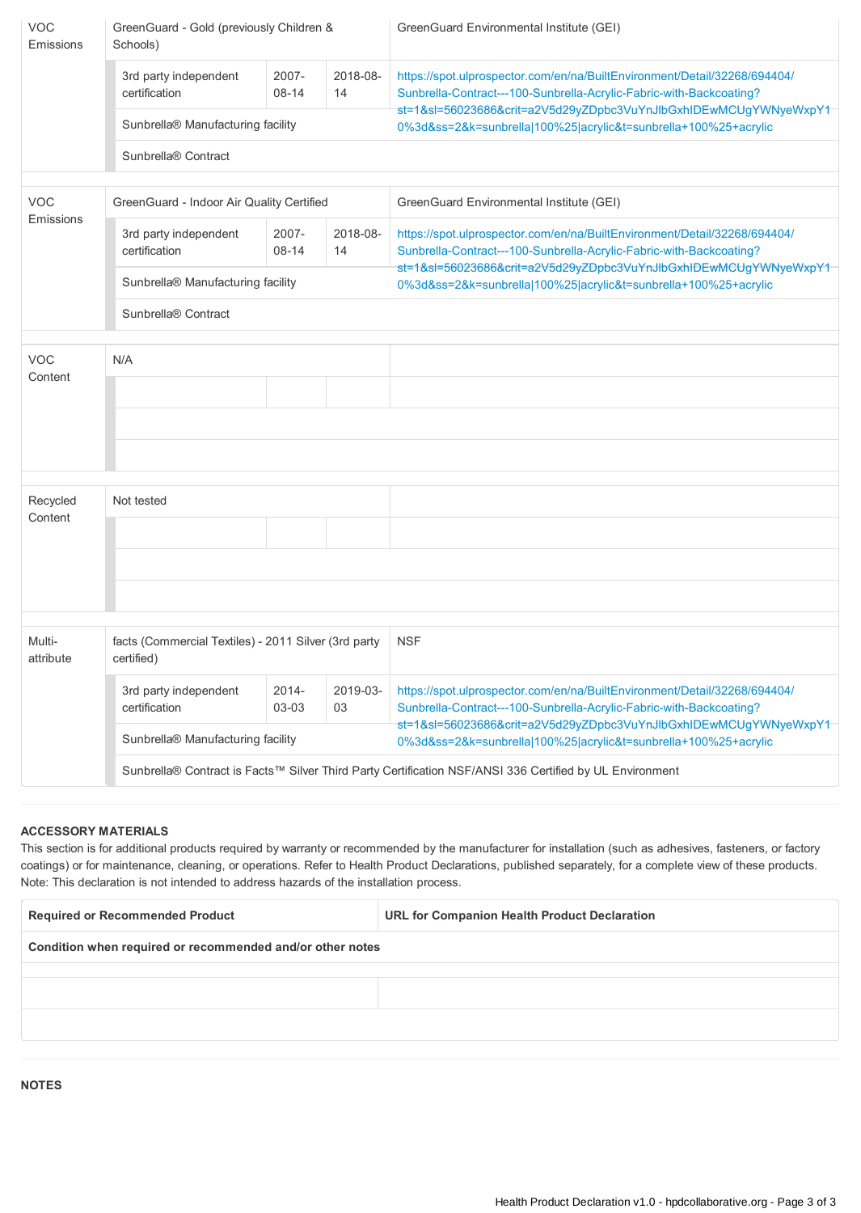| | | | | |
|---|---|---|---|---|
| VOC Emissions | GreenGuard - Gold (previously Children & Schools) | | | GreenGuard Environmental Institute (GEI) |
| | 3rd party independent certification | 2007-08-14 | 2018-08-14 | https://spot.ulprospector.com/en/na/BuiltEnvironment/Detail/32268/694404/Sunbrella-Contract---100-Sunbrella-Acrylic-Fabric-with-Backcoating?st=1&sl=56023686&crit=a2V5d29yZDpbc3VuYnJlbGxhIDEwMCUgYWNyeWxpY10%3d&ss=2&k=sunbrella\|100%25\|acrylic&t=sunbrella+100%25+acrylic |
| | Sunbrella® Manufacturing facility | | | |
| | Sunbrella® Contract | | | |
| VOC Emissions | GreenGuard - Indoor Air Quality Certified | | | GreenGuard Environmental Institute (GEI) |
| | 3rd party independent certification | 2007-08-14 | 2018-08-14 | https://spot.ulprospector.com/en/na/BuiltEnvironment/Detail/32268/694404/Sunbrella-Contract---100-Sunbrella-Acrylic-Fabric-with-Backcoating?st=1&sl=56023686&crit=a2V5d29yZDpbc3VuYnJlbGxhIDEwMCUgYWNyeWxpY10%3d&ss=2&k=sunbrella\|100%25\|acrylic&t=sunbrella+100%25+acrylic |
| | Sunbrella® Manufacturing facility | | | |
| | Sunbrella® Contract | | | |
| VOC Content | N/A | | | |
| Recycled Content | Not tested | | | |
| Multi-attribute | facts (Commercial Textiles) - 2011 Silver (3rd party certified) | | | NSF |
| | 3rd party independent certification | 2014-03-03 | 2019-03-03 | https://spot.ulprospector.com/en/na/BuiltEnvironment/Detail/32268/694404/Sunbrella-Contract---100-Sunbrella-Acrylic-Fabric-with-Backcoating?st=1&sl=56023686&crit=a2V5d29yZDpbc3VuYnJlbGxhIDEwMCUgYWNyeWxpY10%3d&ss=2&k=sunbrella\|100%25\|acrylic&t=sunbrella+100%25+acrylic |
| | Sunbrella® Manufacturing facility | | | |
| | Sunbrella® Contract is Facts™ Silver Third Party Certification NSF/ANSI 336 Certified by UL Environment | | | |

## ACCESSORY MATERIALS

This section is for additional products required by warranty or recommended by the manufacturer for installation (such as adhesives, fasteners, or factory coatings) or for maintenance, cleaning, or operations. Refer to Health Product Declarations, published separately, for a complete view of these products. Note: This declaration is not intended to address hazards of the installation process.

| Required or Recommended Product | URL for Companion Health Product Declaration |
|---|---|
| **Condition when required or recommended and/or other notes** | |
| | |
| | |

## NOTES